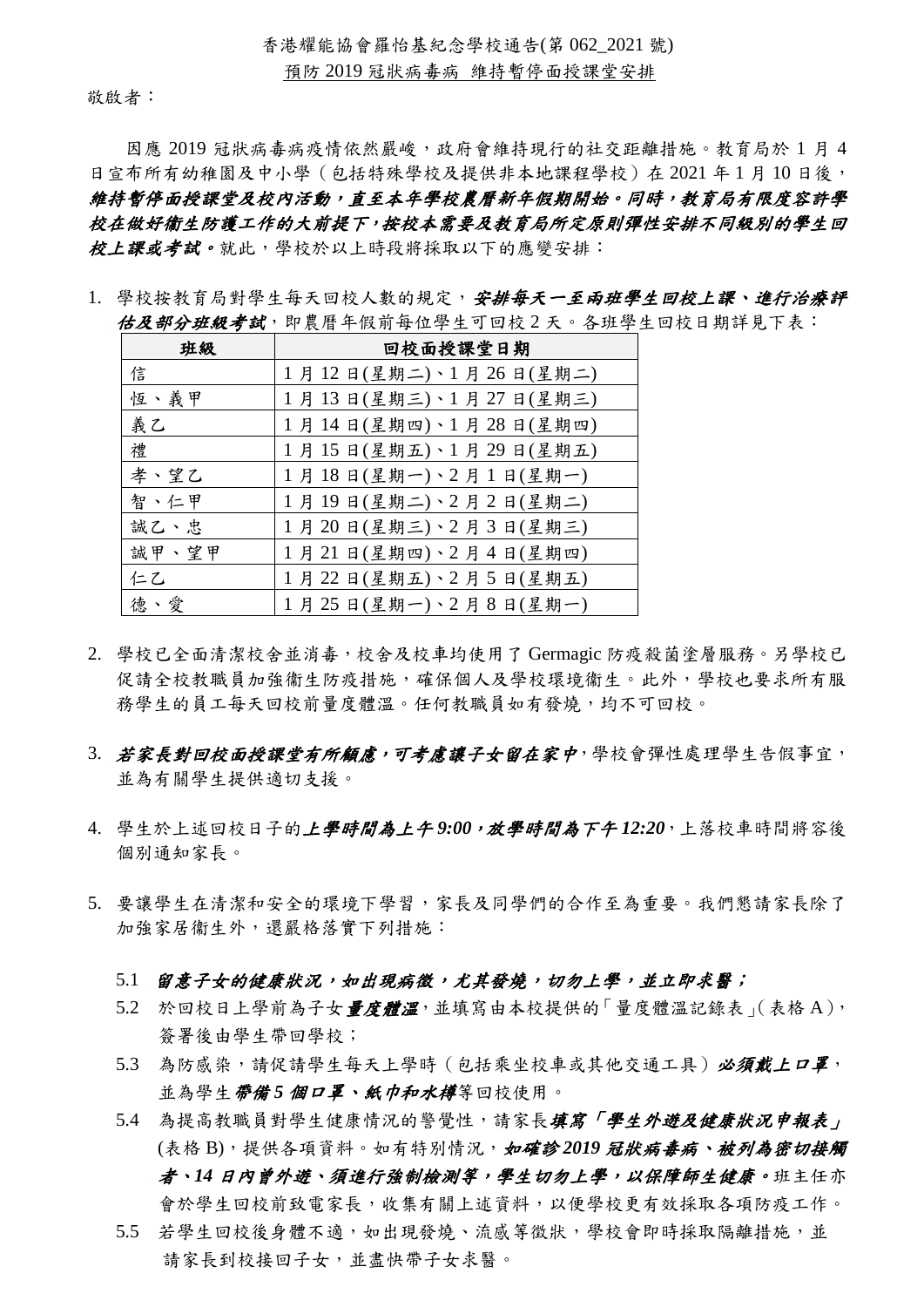# 香港耀能協會羅怡基紀念學校通告(第 062_2021 號)

## 預防 2019 冠狀病毒病 維持暫停面授課堂安排

敬啟者：

因應 2019 冠狀病毒病疫情依然嚴峻，政府會維持現行的社交距離措施。教育局於 1 月 4 日宣布所有幼稚園及中小學（包括特殊學校及提供非本地課程學校）在 2021 年 1 月 10 日後，***維持暫停面授課堂及校內活動，直至本年學校農曆新年假期開始。同時，教育局有限度容許學校在做好衛生防護工作的大前提下，按校本需要及教育局所定原則彈性安排不同級別的學生回校上課或考試。***就此，學校於以上時段將採取以下的應變安排：

1. 學校按教育局對學生每天回校人數的規定，***安排每天一至兩班學生回校上課、進行治療評估及部分班級考試***，即農曆年假前每位學生可回校 2 天。各班學生回校日期詳見下表：

| 班級 | 回校面授課堂日期 |
|---|---|
| 信 | 1 月 12 日(星期二)、1 月 26 日(星期二) |
| 恆、義甲 | 1 月 13 日(星期三)、1 月 27 日(星期三) |
| 義乙 | 1 月 14 日(星期四)、1 月 28 日(星期四) |
| 禮 | 1 月 15 日(星期五)、1 月 29 日(星期五) |
| 孝、望乙 | 1 月 18 日(星期一)、2 月 1 日(星期一) |
| 智、仁甲 | 1 月 19 日(星期二)、2 月 2 日(星期二) |
| 誠乙、忠 | 1 月 20 日(星期三)、2 月 3 日(星期三) |
| 誠甲、望甲 | 1 月 21 日(星期四)、2 月 4 日(星期四) |
| 仁乙 | 1 月 22 日(星期五)、2 月 5 日(星期五) |
| 德、愛 | 1 月 25 日(星期一)、2 月 8 日(星期一) |

2. 學校已全面清潔校舍並消毒，校舍及校車均使用了 Germagic 防疫殺菌塗層服務。另學校已促請全校教職員加強衛生防疫措施，確保個人及學校環境衛生。此外，學校也要求所有服務學生的員工每天回校前量度體溫。任何教職員如有發燒，均不可回校。

3. ***若家長對回校面授課堂有所顧慮，可考慮讓子女留在家中***，學校會彈性處理學生告假事宜，並為有關學生提供適切支援。

4. 學生於上述回校日子的***上學時間為上午 9:00，放學時間為下午 12:20***，上落校車時間將容後個別通知家長。

5. 要讓學生在清潔和安全的環境下學習，家長及同學們的合作至為重要。我們懇請家長除了加強家居衛生外，還嚴格落實下列措施：

   5.1 ***留意子女的健康狀況，如出現病徵，尤其發燒，切勿上學，並立即求醫；***

   5.2 於回校日上學前為子女***量度體溫***，並填寫由本校提供的「量度體溫記錄表」(表格 A)，簽署後由學生帶回學校；

   5.3 為防感染，請促請學生每天上學時（包括乘坐校車或其他交通工具）***必須戴上口罩***，並為學生***帶備 5 個口罩、紙巾和水樽***等回校使用。

   5.4 為提高教職員對學生健康情況的警覺性，請家長***填寫「學生外遊及健康狀況申報表」***(表格 B)，提供各項資料。如有特別情況，***如確診 2019 冠狀病毒病、被列為密切接觸者、14 日內曾外遊、須進行強制檢測等，學生切勿上學，以保障師生健康。***班主任亦會於學生回校前致電家長，收集有關上述資料，以便學校更有效採取各項防疫工作。

   5.5 若學生回校後身體不適，如出現發燒、流感等徵狀，學校會即時採取隔離措施，並請家長到校接回子女，並盡快帶子女求醫。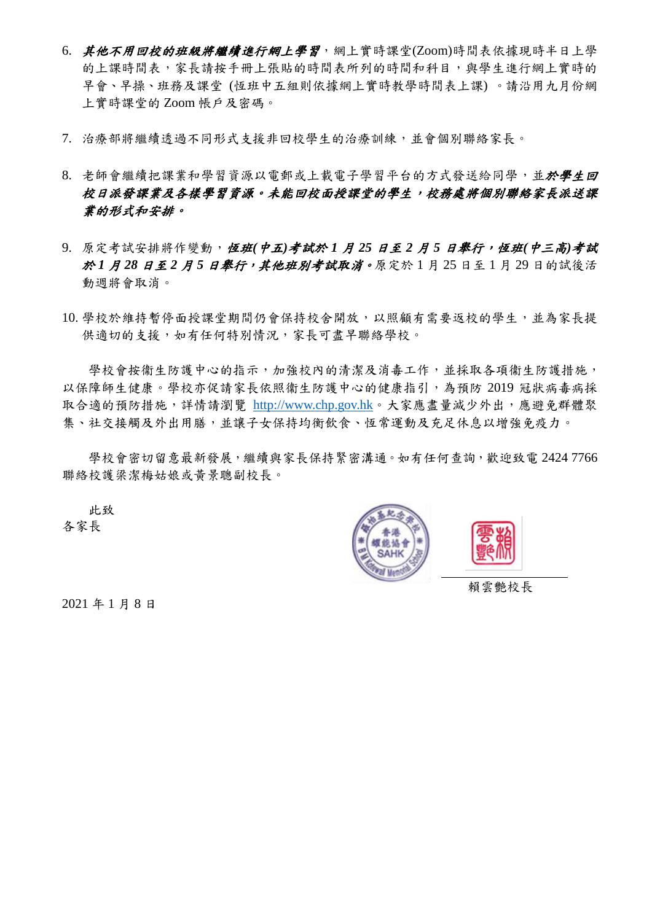6. ***其他不用回校的班級將繼續進行網上學習***，網上實時課堂(Zoom)時間表依據現時半日上學的上課時間表，家長請按手冊上張貼的時間表所列的時間和科目，與學生進行網上實時的早會、早操、班務及課堂 (恆班中五組則依據網上實時教學時間表上課) 。請沿用九月份網上實時課堂的 Zoom 帳戶及密碼。

7. 治療部將繼續透過不同形式支援非回校學生的治療訓練，並會個別聯絡家長。

8. 老師會繼續把課業和學習資源以電郵或上載電子學習平台的方式發送給同學，並***於學生回校日派發課業及各樣學習資源。未能回校面授課堂的學生，校務處將個別聯絡家長派送課業的形式和安排。***

9. 原定考試安排將作變動，***恆班(中五)考試於 1 月 25 日至 2 月 5 日舉行，恆班(中三高)考試於 1 月 28 日至 2 月 5 日舉行，其他班別考試取消。***原定於 1 月 25 日至 1 月 29 日的試後活動週將會取消。

10. 學校於維持暫停面授課堂期間仍會保持校舍開放，以照顧有需要返校的學生，並為家長提供適切的支援，如有任何特別情況，家長可盡早聯絡學校。

學校會按衞生防護中心的指示，加強校內的清潔及消毒工作，並採取各項衞生防護措施，以保障師生健康。學校亦促請家長依照衞生防護中心的健康指引，為預防 2019 冠狀病毒病採取合適的預防措施，詳情請瀏覽 http://www.chp.gov.hk。大家應盡量減少外出，應避免群體聚集、社交接觸及外出用膳，並讓子女保持均衡飲食、恆常運動及充足休息以增強免疫力。

學校會密切留意最新發展，繼續與家長保持緊密溝通。如有任何查詢，歡迎致電 2424 7766 聯絡校護梁潔梅姑娘或黃景聰副校長。

此致

各家長

賴雲艷校長

2021 年 1 月 8 日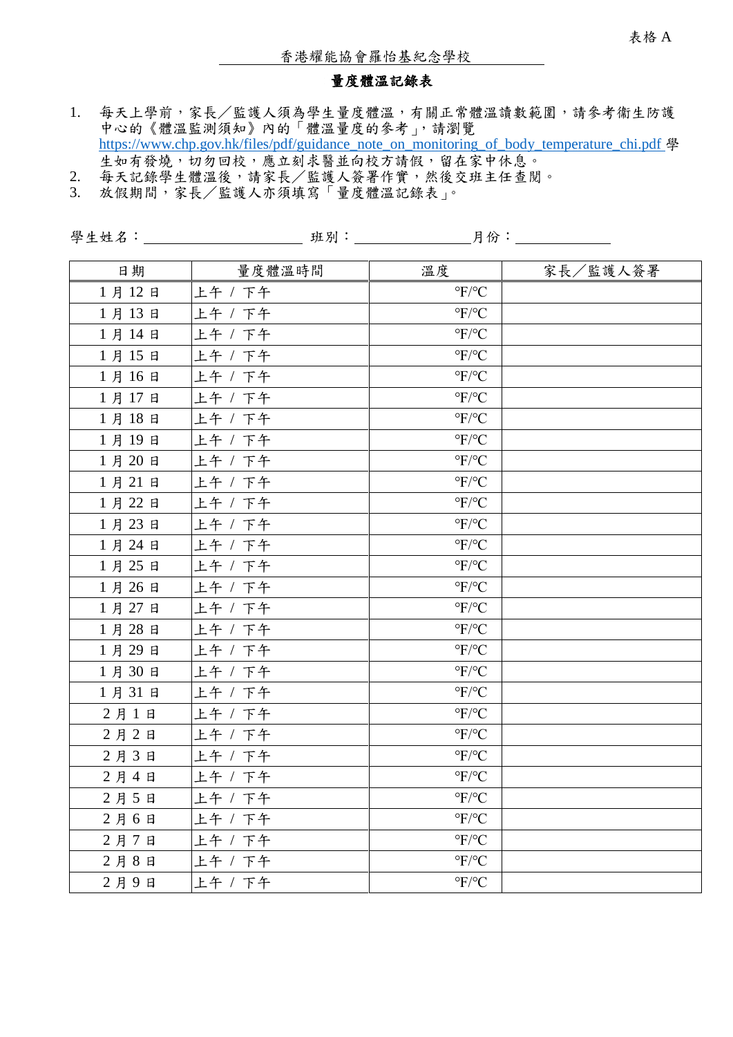表格 A

香港耀能協會羅怡基紀念學校

## 量度體溫記錄表

1. 每天上學前，家長／監護人須為學生量度體溫，有關正常體溫讀數範圍，請參考衞生防護中心的《體溫監測須知》內的「體溫量度的參考」，請瀏覽 https://www.chp.gov.hk/files/pdf/guidance_note_on_monitoring_of_body_temperature_chi.pdf 學生如有發燒，切勿回校，應立刻求醫並向校方請假，留在家中休息。
2. 每天記錄學生體溫後，請家長／監護人簽署作實，然後交班主任查閱。
3. 放假期間，家長／監護人亦須填寫「量度體溫記錄表」。

學生姓名：＿＿＿＿＿＿＿＿ 班別：＿＿＿＿＿＿月份：＿＿＿＿＿

| 日期 | 量度體溫時間 | 溫度 | 家長／監護人簽署 |
|---|---|---|---|
| 1 月 12 日 | 上午 / 下午 | °F/°C | |
| 1 月 13 日 | 上午 / 下午 | °F/°C | |
| 1 月 14 日 | 上午 / 下午 | °F/°C | |
| 1 月 15 日 | 上午 / 下午 | °F/°C | |
| 1 月 16 日 | 上午 / 下午 | °F/°C | |
| 1 月 17 日 | 上午 / 下午 | °F/°C | |
| 1 月 18 日 | 上午 / 下午 | °F/°C | |
| 1 月 19 日 | 上午 / 下午 | °F/°C | |
| 1 月 20 日 | 上午 / 下午 | °F/°C | |
| 1 月 21 日 | 上午 / 下午 | °F/°C | |
| 1 月 22 日 | 上午 / 下午 | °F/°C | |
| 1 月 23 日 | 上午 / 下午 | °F/°C | |
| 1 月 24 日 | 上午 / 下午 | °F/°C | |
| 1 月 25 日 | 上午 / 下午 | °F/°C | |
| 1 月 26 日 | 上午 / 下午 | °F/°C | |
| 1 月 27 日 | 上午 / 下午 | °F/°C | |
| 1 月 28 日 | 上午 / 下午 | °F/°C | |
| 1 月 29 日 | 上午 / 下午 | °F/°C | |
| 1 月 30 日 | 上午 / 下午 | °F/°C | |
| 1 月 31 日 | 上午 / 下午 | °F/°C | |
| 2 月 1 日 | 上午 / 下午 | °F/°C | |
| 2 月 2 日 | 上午 / 下午 | °F/°C | |
| 2 月 3 日 | 上午 / 下午 | °F/°C | |
| 2 月 4 日 | 上午 / 下午 | °F/°C | |
| 2 月 5 日 | 上午 / 下午 | °F/°C | |
| 2 月 6 日 | 上午 / 下午 | °F/°C | |
| 2 月 7 日 | 上午 / 下午 | °F/°C | |
| 2 月 8 日 | 上午 / 下午 | °F/°C | |
| 2 月 9 日 | 上午 / 下午 | °F/°C | |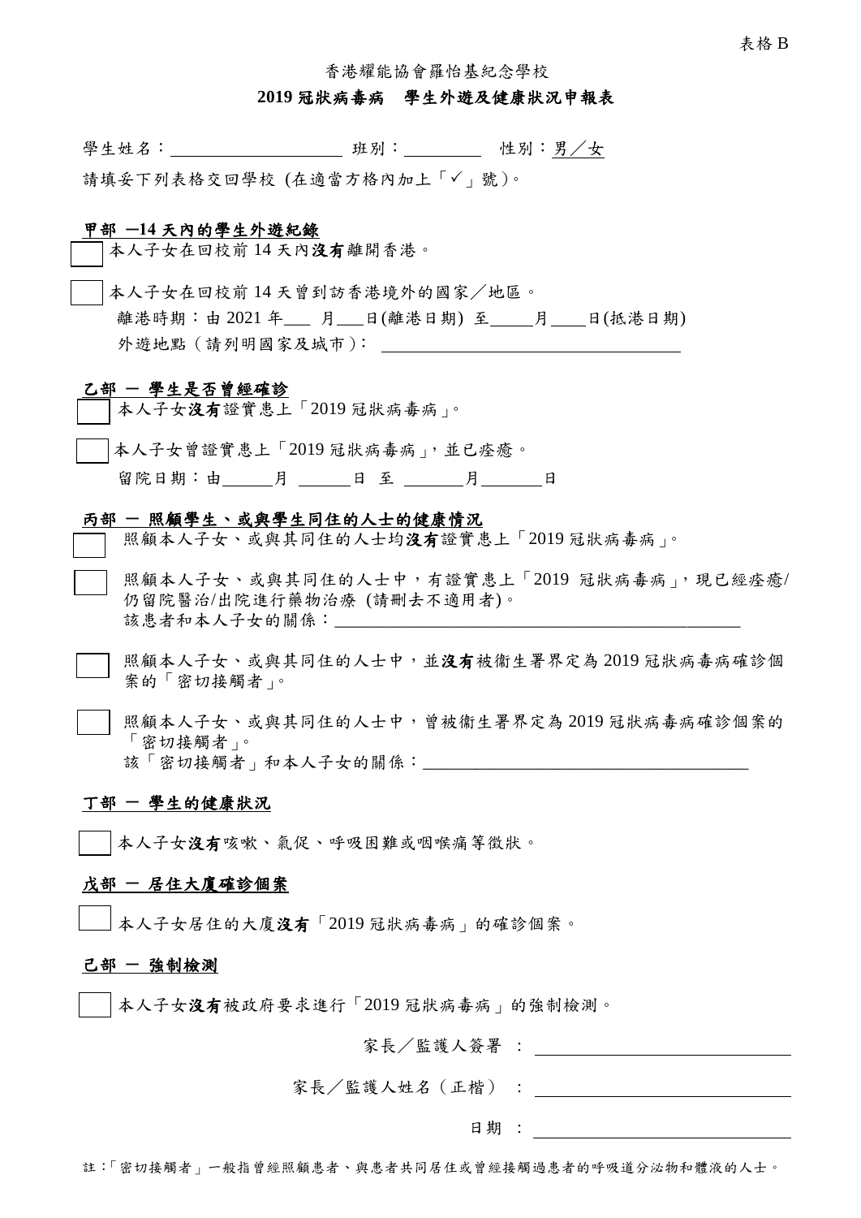表格 B

香港耀能協會羅怡基紀念學校

**2019 冠狀病毒病　學生外遊及健康狀況申報表**

學生姓名：____________________ 班別：_________ 性別：男／女

請填妥下列表格交回學校 (在適當方格內加上「✓」號)。

**甲部 —14 天內的學生外遊紀錄**

☐ 本人子女在回校前 14 天內**沒有**離開香港。

☐ 本人子女在回校前 14 天曾到訪香港境外的國家／地區。

離港時期：由 2021 年___ 月___日(離港日期) 至_____月____日(抵港日期)

外遊地點（請列明國家及城市）： ________________________________

**乙部 — 學生是否曾經確診**

☐ 本人子女**沒有**證實患上「2019 冠狀病毒病」。

☐ 本人子女曾證實患上「2019 冠狀病毒病」，並已痊癒。

留院日期：由______月 ______日 至 _______月_______日

**丙部 — 照顧學生、或與學生同住的人士的健康情況**

☐ 照顧本人子女、或與其同住的人士均**沒有**證實患上「2019 冠狀病毒病」。

☐ 照顧本人子女、或與其同住的人士中，有證實患上「2019 冠狀病毒病」，現已經痊癒/仍留院醫治/出院進行藥物治療 (請刪去不適用者)。
該患者和本人子女的關係：______________________________________________

☐ 照顧本人子女、或與其同住的人士中，並**沒有**被衞生署界定為 2019 冠狀病毒病確診個案的「密切接觸者」。

☐ 照顧本人子女、或與其同住的人士中，曾被衞生署界定為 2019 冠狀病毒病確診個案的「密切接觸者」。
該「密切接觸者」和本人子女的關係：____________________________________

**丁部 — 學生的健康狀況**

☐ 本人子女**沒有**咳嗽、氣促、呼吸困難或咽喉痛等徵狀。

**戊部 — 居住大廈確診個案**

☐ 本人子女居住的大廈**沒有**「2019 冠狀病毒病」的確診個案。

**己部 — 強制檢測**

☐ 本人子女**沒有**被政府要求進行「2019 冠狀病毒病」的強制檢測。

家長／監護人簽署 ： ____________________________

家長／監護人姓名（正楷） ： ____________________________

日期 ： ____________________________

註:「密切接觸者」一般指曾經照顧患者、與患者共同居住或曾經接觸過患者的呼吸道分泌物和體液的人士。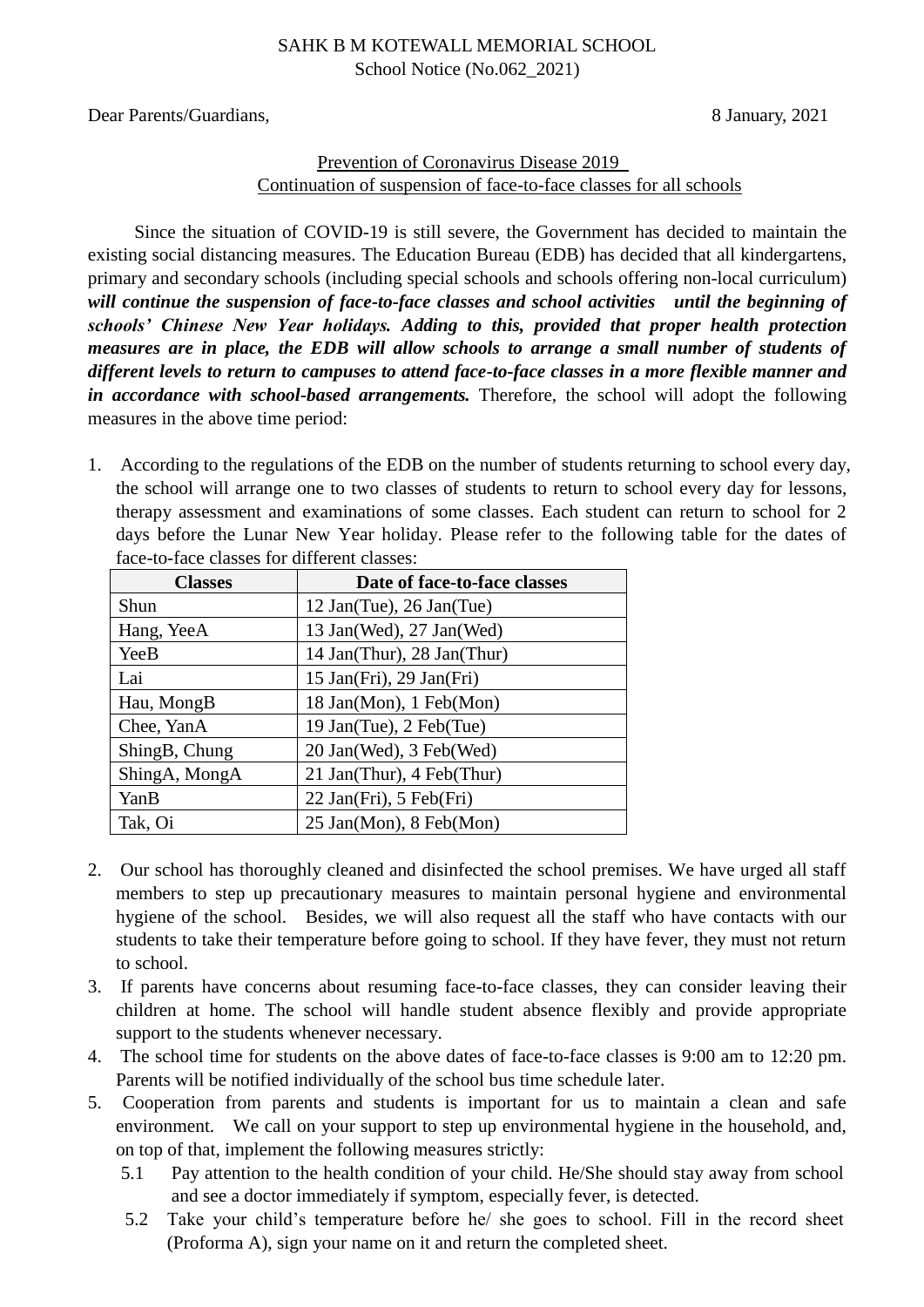SAHK B M KOTEWALL MEMORIAL SCHOOL
School Notice (No.062_2021)

Dear Parents/Guardians, 8 January, 2021

Prevention of Coronavirus Disease 2019
Continuation of suspension of face-to-face classes for all schools

Since the situation of COVID-19 is still severe, the Government has decided to maintain the existing social distancing measures. The Education Bureau (EDB) has decided that all kindergartens, primary and secondary schools (including special schools and schools offering non-local curriculum) ***will continue the suspension of face-to-face classes and school activities until the beginning of schools' Chinese New Year holidays. Adding to this, provided that proper health protection measures are in place, the EDB will allow schools to arrange a small number of students of different levels to return to campuses to attend face-to-face classes in a more flexible manner and in accordance with school-based arrangements.*** Therefore, the school will adopt the following measures in the above time period:

1. According to the regulations of the EDB on the number of students returning to school every day, the school will arrange one to two classes of students to return to school every day for lessons, therapy assessment and examinations of some classes. Each student can return to school for 2 days before the Lunar New Year holiday. Please refer to the following table for the dates of face-to-face classes for different classes:

| Classes | Date of face-to-face classes |
|---|---|
| Shun | 12 Jan(Tue), 26 Jan(Tue) |
| Hang, YeeA | 13 Jan(Wed), 27 Jan(Wed) |
| YeeB | 14 Jan(Thur), 28 Jan(Thur) |
| Lai | 15 Jan(Fri), 29 Jan(Fri) |
| Hau, MongB | 18 Jan(Mon), 1 Feb(Mon) |
| Chee, YanA | 19 Jan(Tue), 2 Feb(Tue) |
| ShingB, Chung | 20 Jan(Wed), 3 Feb(Wed) |
| ShingA, MongA | 21 Jan(Thur), 4 Feb(Thur) |
| YanB | 22 Jan(Fri), 5 Feb(Fri) |
| Tak, Oi | 25 Jan(Mon), 8 Feb(Mon) |

2. Our school has thoroughly cleaned and disinfected the school premises. We have urged all staff members to step up precautionary measures to maintain personal hygiene and environmental hygiene of the school. Besides, we will also request all the staff who have contacts with our students to take their temperature before going to school. If they have fever, they must not return to school.
3. If parents have concerns about resuming face-to-face classes, they can consider leaving their children at home. The school will handle student absence flexibly and provide appropriate support to the students whenever necessary.
4. The school time for students on the above dates of face-to-face classes is 9:00 am to 12:20 pm. Parents will be notified individually of the school bus time schedule later.
5. Cooperation from parents and students is important for us to maintain a clean and safe environment. We call on your support to step up environmental hygiene in the household, and, on top of that, implement the following measures strictly:
   - 5.1 Pay attention to the health condition of your child. He/She should stay away from school and see a doctor immediately if symptom, especially fever, is detected.
   - 5.2 Take your child's temperature before he/ she goes to school. Fill in the record sheet (Proforma A), sign your name on it and return the completed sheet.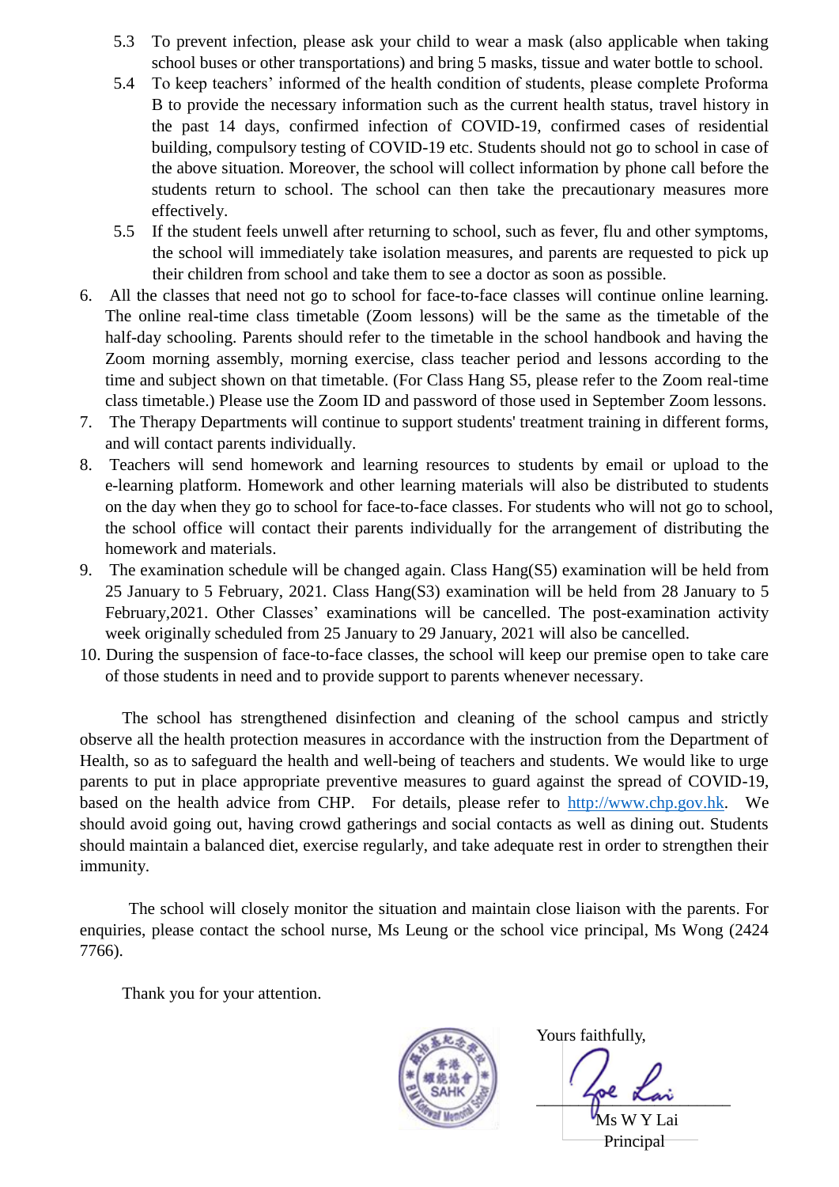5.3 To prevent infection, please ask your child to wear a mask (also applicable when taking school buses or other transportations) and bring 5 masks, tissue and water bottle to school.

5.4 To keep teachers' informed of the health condition of students, please complete Proforma B to provide the necessary information such as the current health status, travel history in the past 14 days, confirmed infection of COVID-19, confirmed cases of residential building, compulsory testing of COVID-19 etc. Students should not go to school in case of the above situation. Moreover, the school will collect information by phone call before the students return to school. The school can then take the precautionary measures more effectively.

5.5 If the student feels unwell after returning to school, such as fever, flu and other symptoms, the school will immediately take isolation measures, and parents are requested to pick up their children from school and take them to see a doctor as soon as possible.

6. All the classes that need not go to school for face-to-face classes will continue online learning. The online real-time class timetable (Zoom lessons) will be the same as the timetable of the half-day schooling. Parents should refer to the timetable in the school handbook and having the Zoom morning assembly, morning exercise, class teacher period and lessons according to the time and subject shown on that timetable. (For Class Hang S5, please refer to the Zoom real-time class timetable.) Please use the Zoom ID and password of those used in September Zoom lessons.
7. The Therapy Departments will continue to support students' treatment training in different forms, and will contact parents individually.
8. Teachers will send homework and learning resources to students by email or upload to the e-learning platform. Homework and other learning materials will also be distributed to students on the day when they go to school for face-to-face classes. For students who will not go to school, the school office will contact their parents individually for the arrangement of distributing the homework and materials.
9. The examination schedule will be changed again. Class Hang(S5) examination will be held from 25 January to 5 February, 2021. Class Hang(S3) examination will be held from 28 January to 5 February,2021. Other Classes' examinations will be cancelled. The post-examination activity week originally scheduled from 25 January to 29 January, 2021 will also be cancelled.
10. During the suspension of face-to-face classes, the school will keep our premise open to take care of those students in need and to provide support to parents whenever necessary.

The school has strengthened disinfection and cleaning of the school campus and strictly observe all the health protection measures in accordance with the instruction from the Department of Health, so as to safeguard the health and well-being of teachers and students. We would like to urge parents to put in place appropriate preventive measures to guard against the spread of COVID-19, based on the health advice from CHP. For details, please refer to http://www.chp.gov.hk. We should avoid going out, having crowd gatherings and social contacts as well as dining out. Students should maintain a balanced diet, exercise regularly, and take adequate rest in order to strengthen their immunity.

The school will closely monitor the situation and maintain close liaison with the parents. For enquiries, please contact the school nurse, Ms Leung or the school vice principal, Ms Wong (2424 7766).

Thank you for your attention.

Yours faithfully,

Ms W Y Lai
Principal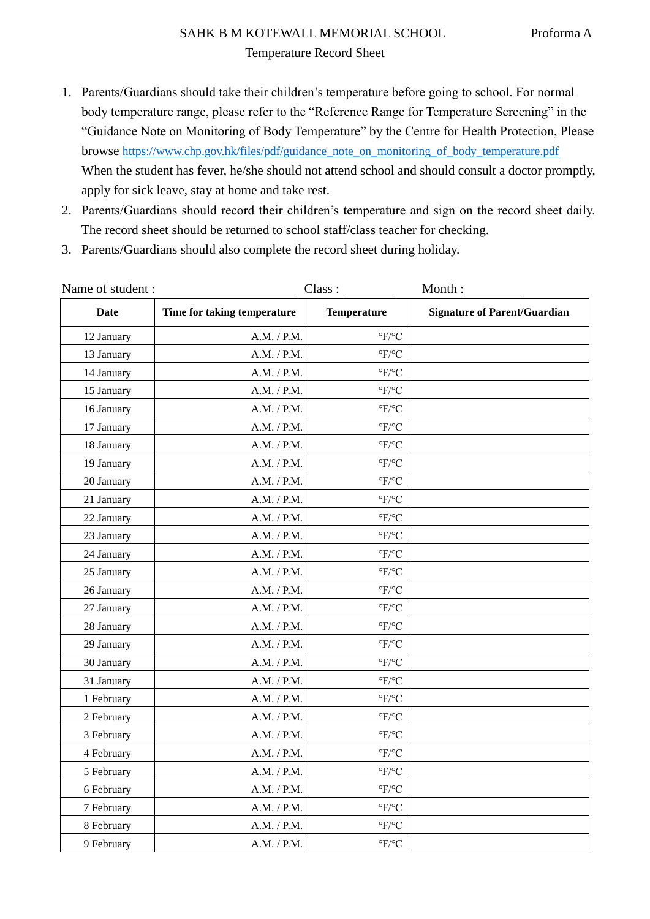SAHK B M KOTEWALL MEMORIAL SCHOOL

Proforma A

Temperature Record Sheet

1. Parents/Guardians should take their children's temperature before going to school. For normal body temperature range, please refer to the "Reference Range for Temperature Screening" in the "Guidance Note on Monitoring of Body Temperature" by the Centre for Health Protection, Please browse https://www.chp.gov.hk/files/pdf/guidance_note_on_monitoring_of_body_temperature.pdf When the student has fever, he/she should not attend school and should consult a doctor promptly, apply for sick leave, stay at home and take rest.
2. Parents/Guardians should record their children's temperature and sign on the record sheet daily. The record sheet should be returned to school staff/class teacher for checking.
3. Parents/Guardians should also complete the record sheet during holiday.

Name of student : ____________________ Class : ________ Month :_________

| Date | Time for taking temperature | Temperature | Signature of Parent/Guardian |
|---|---|---|---|
| 12 January | A.M. / P.M. | °F/°C | |
| 13 January | A.M. / P.M. | °F/°C | |
| 14 January | A.M. / P.M. | °F/°C | |
| 15 January | A.M. / P.M. | °F/°C | |
| 16 January | A.M. / P.M. | °F/°C | |
| 17 January | A.M. / P.M. | °F/°C | |
| 18 January | A.M. / P.M. | °F/°C | |
| 19 January | A.M. / P.M. | °F/°C | |
| 20 January | A.M. / P.M. | °F/°C | |
| 21 January | A.M. / P.M. | °F/°C | |
| 22 January | A.M. / P.M. | °F/°C | |
| 23 January | A.M. / P.M. | °F/°C | |
| 24 January | A.M. / P.M. | °F/°C | |
| 25 January | A.M. / P.M. | °F/°C | |
| 26 January | A.M. / P.M. | °F/°C | |
| 27 January | A.M. / P.M. | °F/°C | |
| 28 January | A.M. / P.M. | °F/°C | |
| 29 January | A.M. / P.M. | °F/°C | |
| 30 January | A.M. / P.M. | °F/°C | |
| 31 January | A.M. / P.M. | °F/°C | |
| 1 February | A.M. / P.M. | °F/°C | |
| 2 February | A.M. / P.M. | °F/°C | |
| 3 February | A.M. / P.M. | °F/°C | |
| 4 February | A.M. / P.M. | °F/°C | |
| 5 February | A.M. / P.M. | °F/°C | |
| 6 February | A.M. / P.M. | °F/°C | |
| 7 February | A.M. / P.M. | °F/°C | |
| 8 February | A.M. / P.M. | °F/°C | |
| 9 February | A.M. / P.M. | °F/°C | |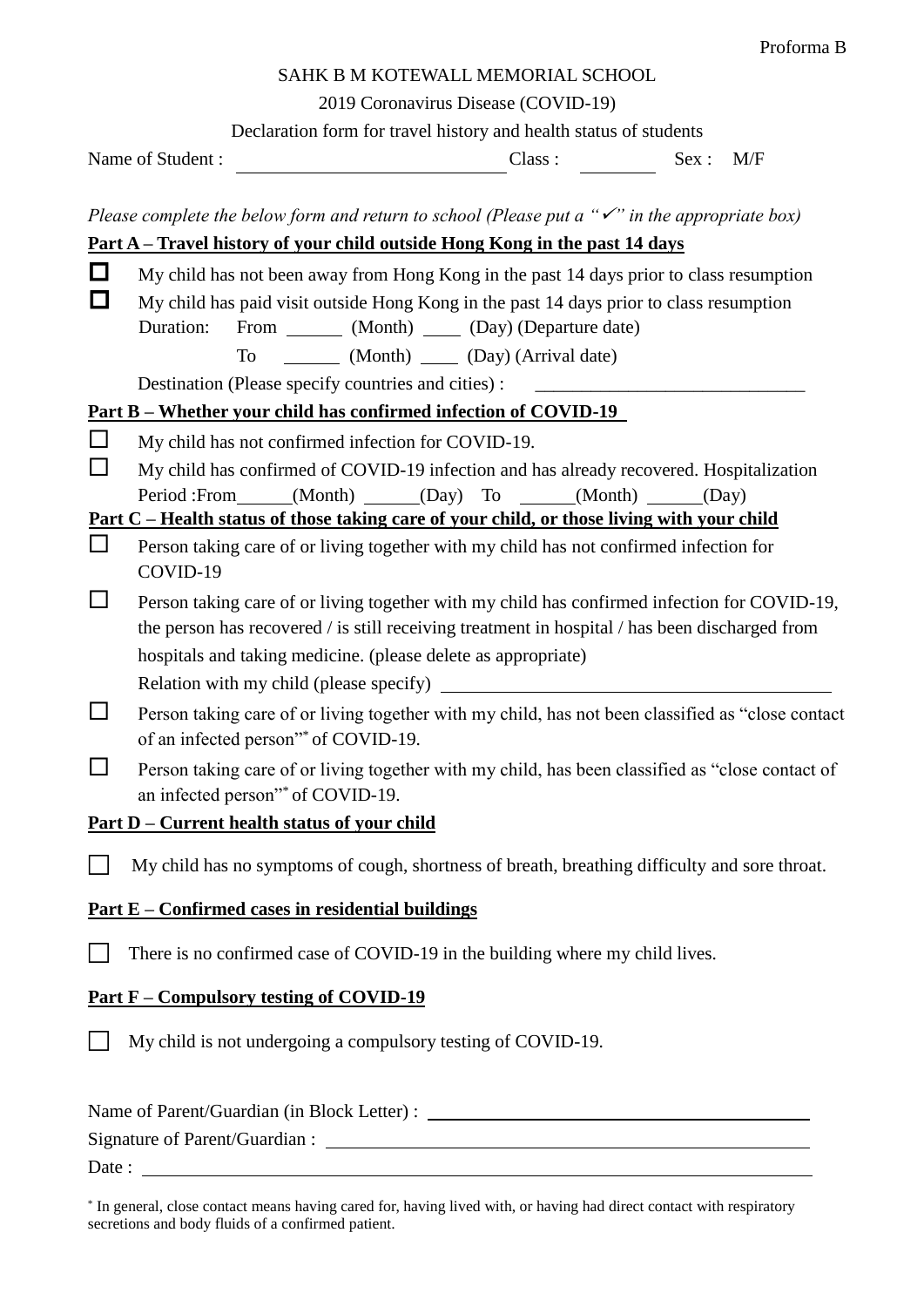Proforma B

SAHK B M KOTEWALL MEMORIAL SCHOOL

2019 Coronavirus Disease (COVID-19)

Declaration form for travel history and health status of students

Name of Student : ____________________________ Class : ________ Sex : M/F

*Please complete the below form and return to school (Please put a "✓" in the appropriate box)*

**Part A – Travel history of your child outside Hong Kong in the past 14 days**

☐ My child has not been away from Hong Kong in the past 14 days prior to class resumption

☐ My child has paid visit outside Hong Kong in the past 14 days prior to class resumption

Duration: From ______ (Month) ____ (Day) (Departure date)

To ______ (Month) ____ (Day) (Arrival date)

Destination (Please specify countries and cities) : ____________________________

**Part B – Whether your child has confirmed infection of COVID-19**

☐ My child has not confirmed infection for COVID-19.

☐ My child has confirmed of COVID-19 infection and has already recovered. Hospitalization Period :From______(Month) ______(Day) To ______(Month) ______(Day)

**Part C – Health status of those taking care of your child, or those living with your child**

☐ Person taking care of or living together with my child has not confirmed infection for COVID-19

☐ Person taking care of or living together with my child has confirmed infection for COVID-19, the person has recovered / is still receiving treatment in hospital / has been discharged from hospitals and taking medicine. (please delete as appropriate)

Relation with my child (please specify) ________________________________________

☐ Person taking care of or living together with my child, has not been classified as "close contact of an infected person"* of COVID-19.

☐ Person taking care of or living together with my child, has been classified as "close contact of an infected person"* of COVID-19.

**Part D – Current health status of your child**

☐ My child has no symptoms of cough, shortness of breath, breathing difficulty and sore throat.

**Part E – Confirmed cases in residential buildings**

☐ There is no confirmed case of COVID-19 in the building where my child lives.

**Part F – Compulsory testing of COVID-19**

☐ My child is not undergoing a compulsory testing of COVID-19.

Name of Parent/Guardian (in Block Letter) : ________________________________________

Signature of Parent/Guardian : ________________________________________

Date : ________________________________________

* In general, close contact means having cared for, having lived with, or having had direct contact with respiratory secretions and body fluids of a confirmed patient.